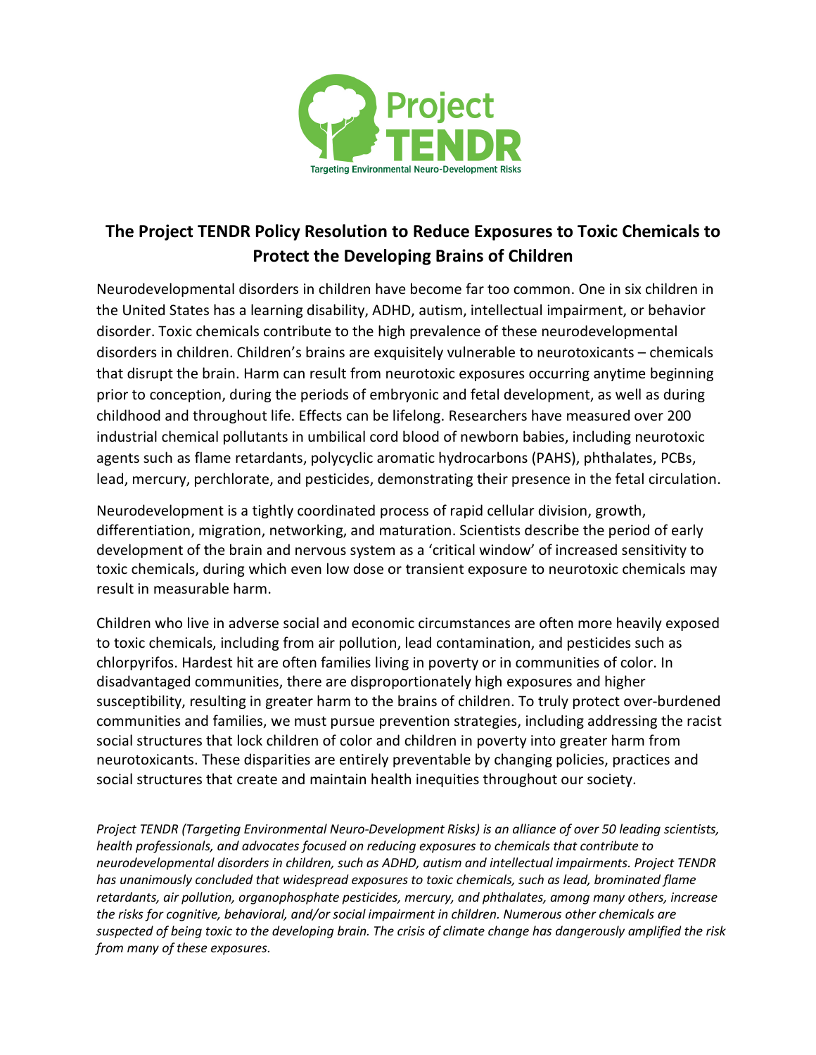# The Project TENDR Policy Resolution to Reduce Exposures to Toxic Chemicals to Protect the Developing Brains of Children

Neurodevelopmental disorders in children have become far too common. One in six children in the United States has a learning disability, ADHD, autism, intellectual impairment, or behavior disorder. Toxic chemicals contribute to the high prevalence of these neurodevelopmental disorders in children. Children's brains are exquisitely vulnerable to neurotoxicants – chemicals that disrupt the brain. Harm can result from neurotoxic exposures occurring anytime beginning prior to conception, during the periods of embryonic and fetal development, as well as during childhood and throughout life. Effects can be lifelong. Researchers have measured over 200 industrial chemical pollutants in umbilical cord blood of newborn babies, including neurotoxic agents such as flame retardants, polycyclic aromatic hydrocarbons (PAHS), phthalates, PCBs, lead, mercury, perchlorate, and pesticides, demonstrating their presence in the fetal circulation.

Neurodevelopment is a tightly coordinated process of rapid cellular division, growth, differentiation, migration, networking, and maturation. Scientists describe the period of early development of the brain and nervous system as a 'critical window' of increased sensitivity to toxic chemicals, during which even low dose or transient exposure to neurotoxic chemicals may result in measurable harm.

Children who live in adverse social and economic circumstances are often more heavily exposed to toxic chemicals, including from air pollution, lead contamination, and pesticides such as chlorpyrifos. Hardest hit are often families living in poverty or in communities of color. In disadvantaged communities, there are disproportionately high exposures and higher susceptibility, resulting in greater harm to the brains of children. To truly protect over-burdened communities and families, we must pursue prevention strategies, including addressing the racist social structures that lock children of color and children in poverty into greater harm from neurotoxicants. These disparities are entirely preventable by changing policies, practices and social structures that create and maintain health inequities throughout our society.

*Project TENDR (Targeting Environmental Neuro-Development Risks) is an alliance of over 50 leading scientists, health professionals, and advocates focused on reducing exposures to chemicals that contribute to neurodevelopmental disorders in children, such as ADHD, autism and intellectual impairments. Project TENDR has unanimously concluded that widespread exposures to toxic chemicals, such as lead, brominated flame retardants, air pollution, organophosphate pesticides, mercury, and phthalates, among many others, increase the risks for cognitive, behavioral, and/or social impairment in children. Numerous other chemicals are suspected of being toxic to the developing brain. The crisis of climate change has dangerously amplified the risk from many of these exposures.*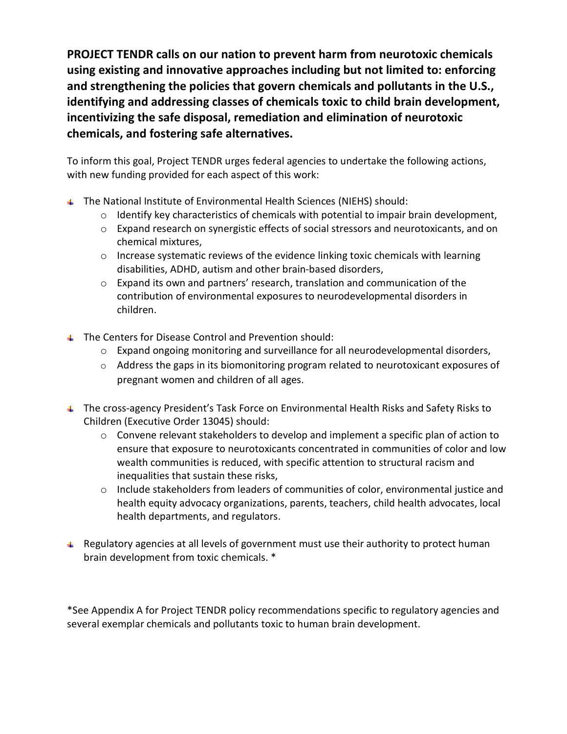**PROJECT TENDR calls on our nation to prevent harm from neurotoxic chemicals using existing and innovative approaches including but not limited to: enforcing and strengthening the policies that govern chemicals and pollutants in the U.S., identifying and addressing classes of chemicals toxic to child brain development, incentivizing the safe disposal, remediation and elimination of neurotoxic chemicals, and fostering safe alternatives.**

To inform this goal, Project TENDR urges federal agencies to undertake the following actions, with new funding provided for each aspect of this work:

- The National Institute of Environmental Health Sciences (NIEHS) should:
  - Identify key characteristics of chemicals with potential to impair brain development,
  - Expand research on synergistic effects of social stressors and neurotoxicants, and on chemical mixtures,
  - Increase systematic reviews of the evidence linking toxic chemicals with learning disabilities, ADHD, autism and other brain-based disorders,
  - Expand its own and partners' research, translation and communication of the contribution of environmental exposures to neurodevelopmental disorders in children.

- The Centers for Disease Control and Prevention should:
  - Expand ongoing monitoring and surveillance for all neurodevelopmental disorders,
  - Address the gaps in its biomonitoring program related to neurotoxicant exposures of pregnant women and children of all ages.

- The cross-agency President's Task Force on Environmental Health Risks and Safety Risks to Children (Executive Order 13045) should:
  - Convene relevant stakeholders to develop and implement a specific plan of action to ensure that exposure to neurotoxicants concentrated in communities of color and low wealth communities is reduced, with specific attention to structural racism and inequalities that sustain these risks,
  - Include stakeholders from leaders of communities of color, environmental justice and health equity advocacy organizations, parents, teachers, child health advocates, local health departments, and regulators.

- Regulatory agencies at all levels of government must use their authority to protect human brain development from toxic chemicals. *

*See Appendix A for Project TENDR policy recommendations specific to regulatory agencies and several exemplar chemicals and pollutants toxic to human brain development.